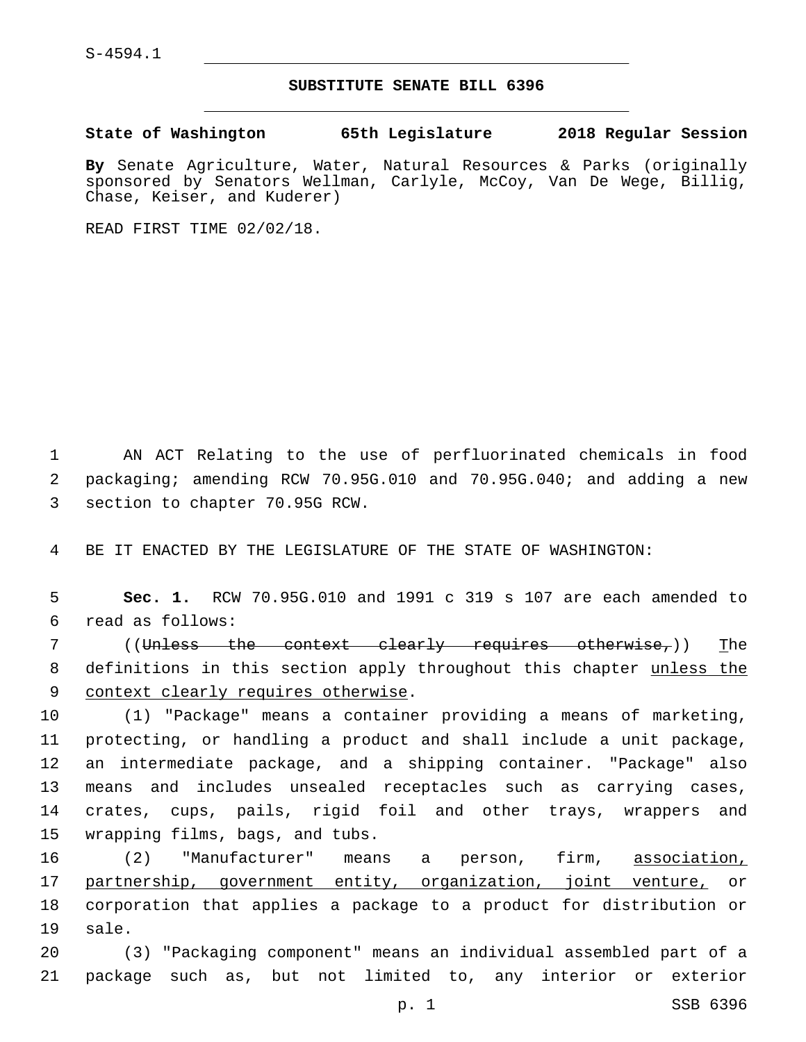S-4594.1

## SUBSTITUTE SENATE BILL 6396

**State of Washington 65th Legislature 2018 Regular Session**

**By** Senate Agriculture, Water, Natural Resources & Parks (originally sponsored by Senators Wellman, Carlyle, McCoy, Van De Wege, Billig, Chase, Keiser, and Kuderer)

READ FIRST TIME 02/02/18.

AN ACT Relating to the use of perfluorinated chemicals in food packaging; amending RCW 70.95G.010 and 70.95G.040; and adding a new section to chapter 70.95G RCW.

BE IT ENACTED BY THE LEGISLATURE OF THE STATE OF WASHINGTON:

**Sec. 1.** RCW 70.95G.010 and 1991 c 319 s 107 are each amended to read as follows:

((~~Unless the context clearly requires otherwise,~~)) <u>T</u>he definitions in this section apply throughout this chapter <u>unless the context clearly requires otherwise</u>.

(1) "Package" means a container providing a means of marketing, protecting, or handling a product and shall include a unit package, an intermediate package, and a shipping container. "Package" also means and includes unsealed receptacles such as carrying cases, crates, cups, pails, rigid foil and other trays, wrappers and wrapping films, bags, and tubs.

(2) "Manufacturer" means a person, firm, <u>association, partnership, government entity, organization, joint venture,</u> or corporation that applies a package to a product for distribution or sale.

(3) "Packaging component" means an individual assembled part of a package such as, but not limited to, any interior or exterior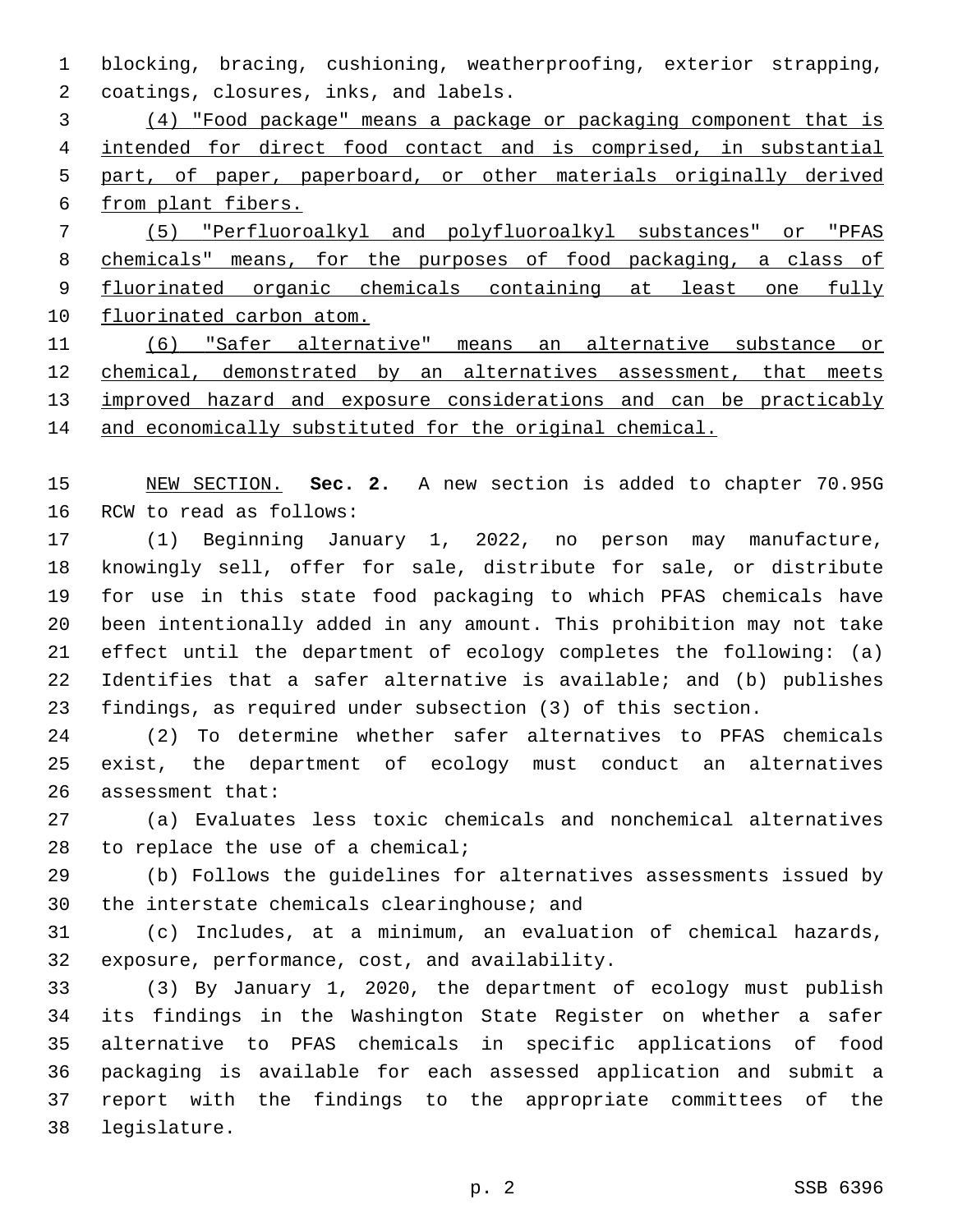blocking, bracing, cushioning, weatherproofing, exterior strapping, coatings, closures, inks, and labels.

(4) "Food package" means a package or packaging component that is intended for direct food contact and is comprised, in substantial part, of paper, paperboard, or other materials originally derived from plant fibers.

(5) "Perfluoroalkyl and polyfluoroalkyl substances" or "PFAS chemicals" means, for the purposes of food packaging, a class of fluorinated organic chemicals containing at least one fully fluorinated carbon atom.

(6) "Safer alternative" means an alternative substance or chemical, demonstrated by an alternatives assessment, that meets improved hazard and exposure considerations and can be practicably and economically substituted for the original chemical.

NEW SECTION. **Sec. 2.** A new section is added to chapter 70.95G RCW to read as follows:

(1) Beginning January 1, 2022, no person may manufacture, knowingly sell, offer for sale, distribute for sale, or distribute for use in this state food packaging to which PFAS chemicals have been intentionally added in any amount. This prohibition may not take effect until the department of ecology completes the following: (a) Identifies that a safer alternative is available; and (b) publishes findings, as required under subsection (3) of this section.

(2) To determine whether safer alternatives to PFAS chemicals exist, the department of ecology must conduct an alternatives assessment that:

(a) Evaluates less toxic chemicals and nonchemical alternatives to replace the use of a chemical;

(b) Follows the guidelines for alternatives assessments issued by the interstate chemicals clearinghouse; and

(c) Includes, at a minimum, an evaluation of chemical hazards, exposure, performance, cost, and availability.

(3) By January 1, 2020, the department of ecology must publish its findings in the Washington State Register on whether a safer alternative to PFAS chemicals in specific applications of food packaging is available for each assessed application and submit a report with the findings to the appropriate committees of the legislature.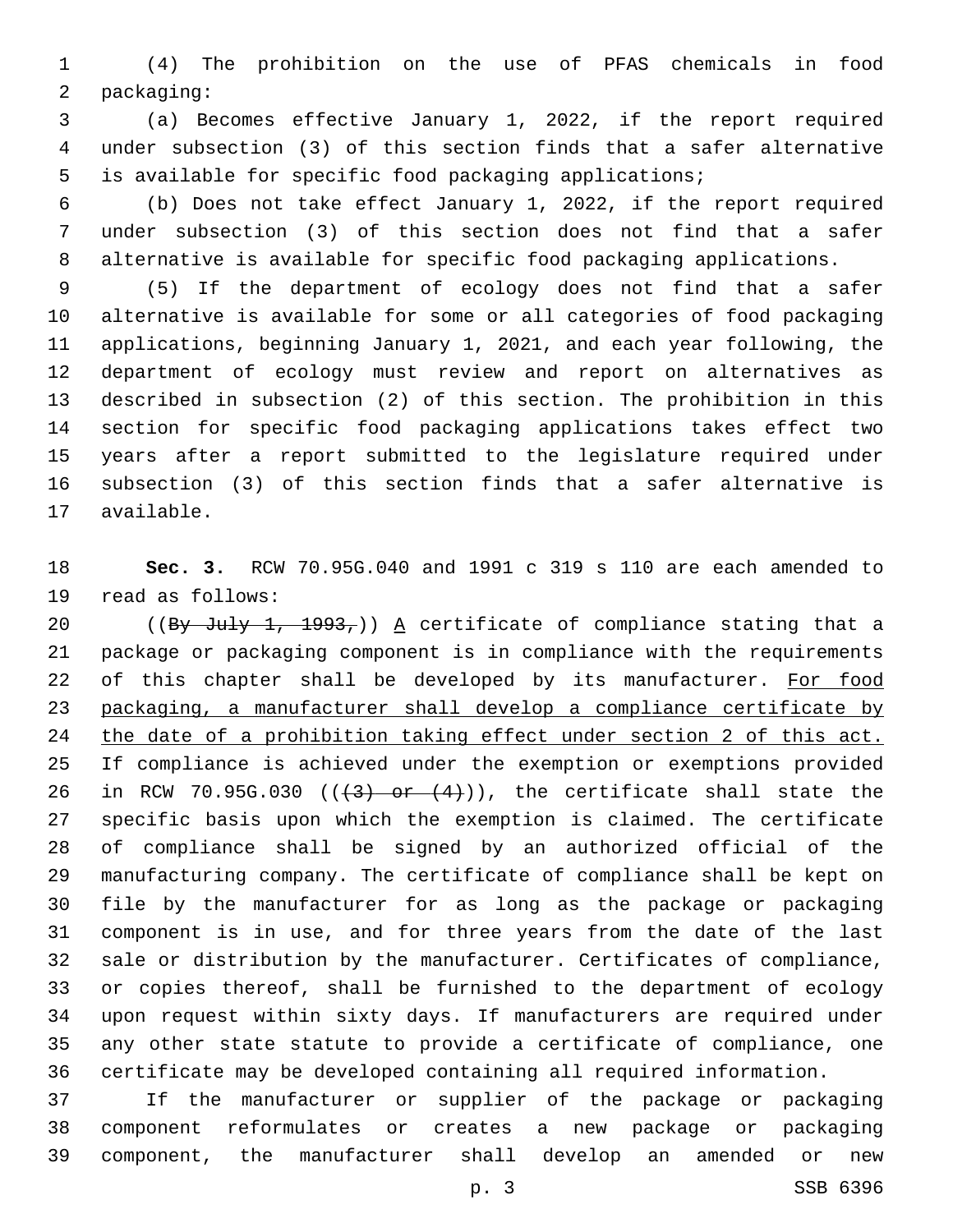(4) The prohibition on the use of PFAS chemicals in food packaging:

(a) Becomes effective January 1, 2022, if the report required under subsection (3) of this section finds that a safer alternative is available for specific food packaging applications;

(b) Does not take effect January 1, 2022, if the report required under subsection (3) of this section does not find that a safer alternative is available for specific food packaging applications.

(5) If the department of ecology does not find that a safer alternative is available for some or all categories of food packaging applications, beginning January 1, 2021, and each year following, the department of ecology must review and report on alternatives as described in subsection (2) of this section. The prohibition in this section for specific food packaging applications takes effect two years after a report submitted to the legislature required under subsection (3) of this section finds that a safer alternative is available.

**Sec. 3.** RCW 70.95G.040 and 1991 c 319 s 110 are each amended to read as follows:

((~~By July 1, 1993,~~)) <u>A</u> certificate of compliance stating that a package or packaging component is in compliance with the requirements of this chapter shall be developed by its manufacturer. <u>For food packaging, a manufacturer shall develop a compliance certificate by the date of a prohibition taking effect under section 2 of this act.</u> If compliance is achieved under the exemption or exemptions provided in RCW 70.95G.030 ((~~(3) or (4)~~)), the certificate shall state the specific basis upon which the exemption is claimed. The certificate of compliance shall be signed by an authorized official of the manufacturing company. The certificate of compliance shall be kept on file by the manufacturer for as long as the package or packaging component is in use, and for three years from the date of the last sale or distribution by the manufacturer. Certificates of compliance, or copies thereof, shall be furnished to the department of ecology upon request within sixty days. If manufacturers are required under any other state statute to provide a certificate of compliance, one certificate may be developed containing all required information.

If the manufacturer or supplier of the package or packaging component reformulates or creates a new package or packaging component, the manufacturer shall develop an amended or new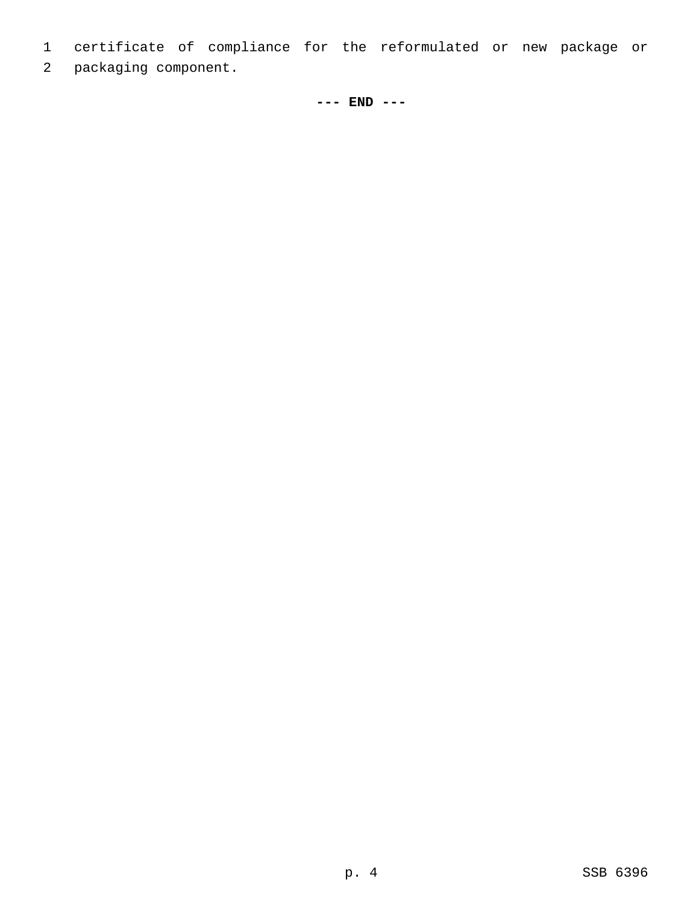certificate of compliance for the reformulated or new package or packaging component.

**--- END ---**